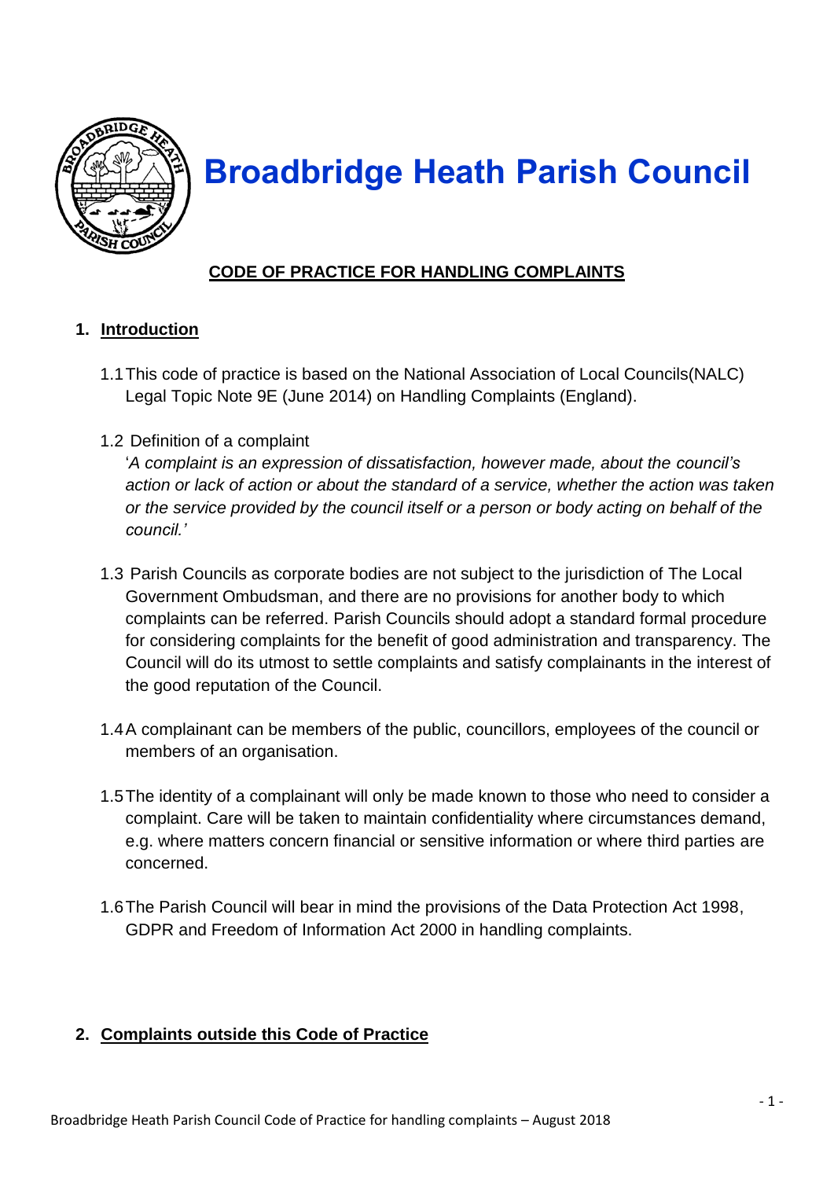# Broadbridge Heath Parish Council

## CODE OF PRACTICE FOR HANDLING COMPLAINTS

1. **Introduction**

   1.1 This code of practice is based on the National Association of Local Councils(NALC) Legal Topic Note 9E (June 2014) on Handling Complaints (England).

   1.2 Definition of a complaint
   '*A complaint is an expression of dissatisfaction, however made, about the council's action or lack of action or about the standard of a service, whether the action was taken or the service provided by the council itself or a person or body acting on behalf of the council.'*

   1.3 Parish Councils as corporate bodies are not subject to the jurisdiction of The Local Government Ombudsman, and there are no provisions for another body to which complaints can be referred. Parish Councils should adopt a standard formal procedure for considering complaints for the benefit of good administration and transparency. The Council will do its utmost to settle complaints and satisfy complainants in the interest of the good reputation of the Council.

   1.4 A complainant can be members of the public, councillors, employees of the council or members of an organisation.

   1.5 The identity of a complainant will only be made known to those who need to consider a complaint. Care will be taken to maintain confidentiality where circumstances demand, e.g. where matters concern financial or sensitive information or where third parties are concerned.

   1.6 The Parish Council will bear in mind the provisions of the Data Protection Act 1998, GDPR and Freedom of Information Act 2000 in handling complaints.

2. **Complaints outside this Code of Practice**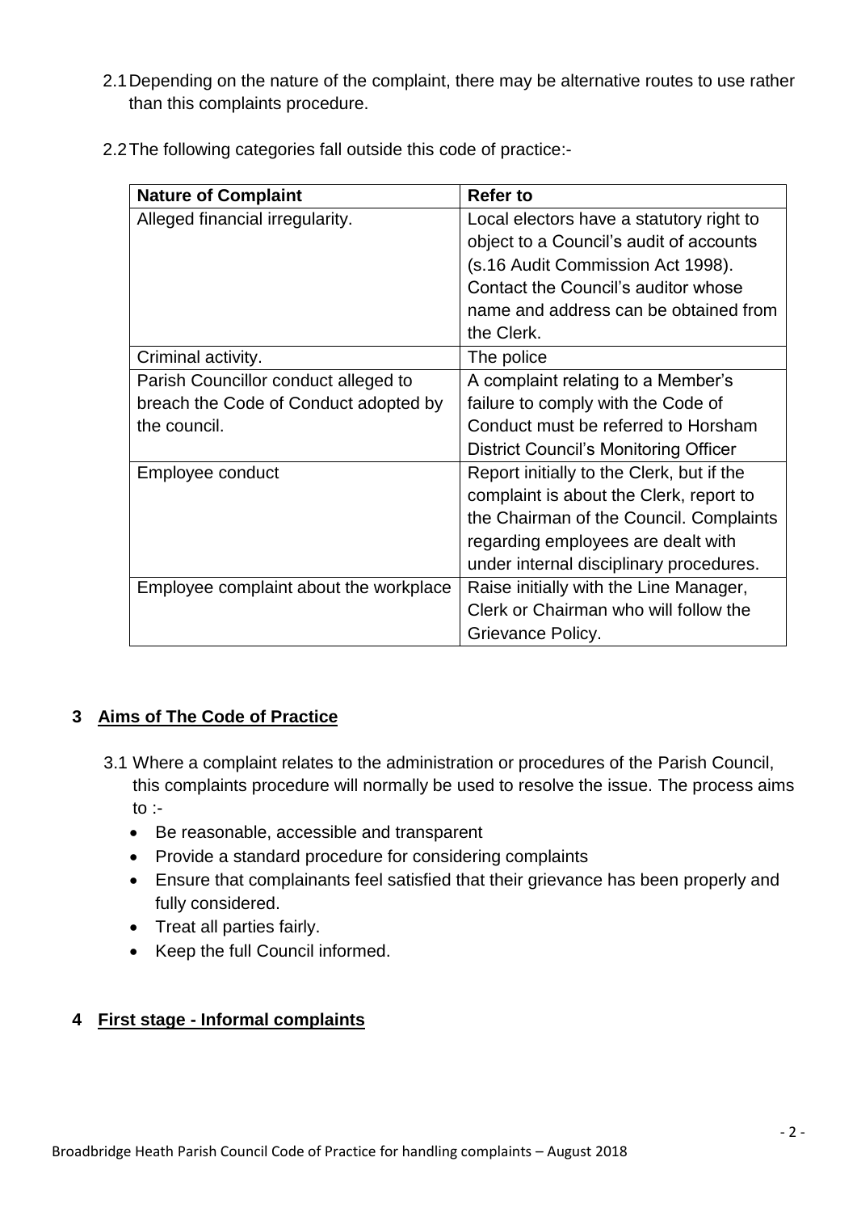2.1 Depending on the nature of the complaint, there may be alternative routes to use rather than this complaints procedure.

2.2 The following categories fall outside this code of practice:-

| Nature of Complaint | Refer to |
|---|---|
| Alleged financial irregularity. | Local electors have a statutory right to object to a Council's audit of accounts (s.16 Audit Commission Act 1998). Contact the Council's auditor whose name and address can be obtained from the Clerk. |
| Criminal activity. | The police |
| Parish Councillor conduct alleged to breach the Code of Conduct adopted by the council. | A complaint relating to a Member's failure to comply with the Code of Conduct must be referred to Horsham District Council's Monitoring Officer |
| Employee conduct | Report initially to the Clerk, but if the complaint is about the Clerk, report to the Chairman of the Council. Complaints regarding employees are dealt with under internal disciplinary procedures. |
| Employee complaint about the workplace | Raise initially with the Line Manager, Clerk or Chairman who will follow the Grievance Policy. |

## 3 Aims of The Code of Practice

3.1 Where a complaint relates to the administration or procedures of the Parish Council, this complaints procedure will normally be used to resolve the issue. The process aims to :-

- Be reasonable, accessible and transparent
- Provide a standard procedure for considering complaints
- Ensure that complainants feel satisfied that their grievance has been properly and fully considered.
- Treat all parties fairly.
- Keep the full Council informed.

## 4 First stage - Informal complaints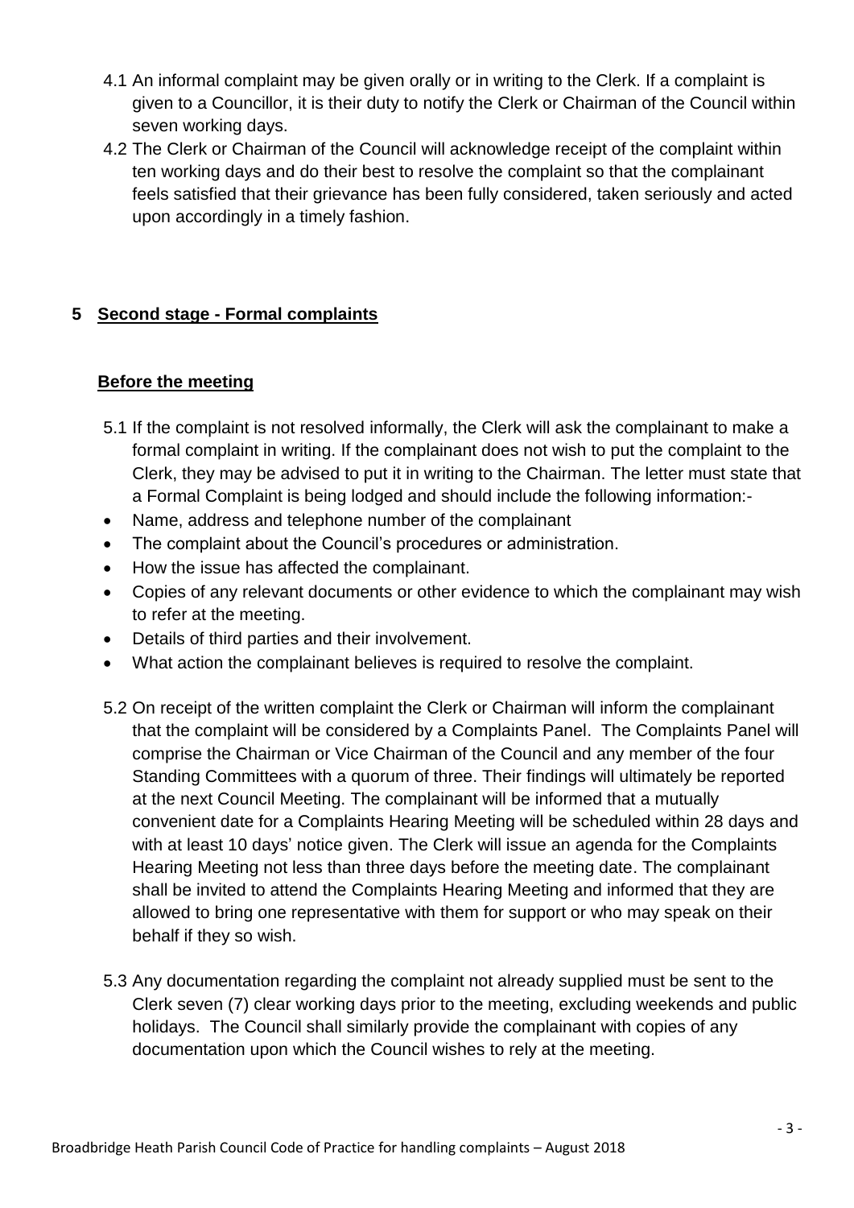4.1 An informal complaint may be given orally or in writing to the Clerk. If a complaint is given to a Councillor, it is their duty to notify the Clerk or Chairman of the Council within seven working days.

4.2 The Clerk or Chairman of the Council will acknowledge receipt of the complaint within ten working days and do their best to resolve the complaint so that the complainant feels satisfied that their grievance has been fully considered, taken seriously and acted upon accordingly in a timely fashion.

## 5 Second stage - Formal complaints

### Before the meeting

5.1 If the complaint is not resolved informally, the Clerk will ask the complainant to make a formal complaint in writing. If the complainant does not wish to put the complaint to the Clerk, they may be advised to put it in writing to the Chairman. The letter must state that a Formal Complaint is being lodged and should include the following information:-

- Name, address and telephone number of the complainant
- The complaint about the Council's procedures or administration.
- How the issue has affected the complainant.
- Copies of any relevant documents or other evidence to which the complainant may wish to refer at the meeting.
- Details of third parties and their involvement.
- What action the complainant believes is required to resolve the complaint.

5.2 On receipt of the written complaint the Clerk or Chairman will inform the complainant that the complaint will be considered by a Complaints Panel. The Complaints Panel will comprise the Chairman or Vice Chairman of the Council and any member of the four Standing Committees with a quorum of three. Their findings will ultimately be reported at the next Council Meeting. The complainant will be informed that a mutually convenient date for a Complaints Hearing Meeting will be scheduled within 28 days and with at least 10 days' notice given. The Clerk will issue an agenda for the Complaints Hearing Meeting not less than three days before the meeting date. The complainant shall be invited to attend the Complaints Hearing Meeting and informed that they are allowed to bring one representative with them for support or who may speak on their behalf if they so wish.

5.3 Any documentation regarding the complaint not already supplied must be sent to the Clerk seven (7) clear working days prior to the meeting, excluding weekends and public holidays. The Council shall similarly provide the complainant with copies of any documentation upon which the Council wishes to rely at the meeting.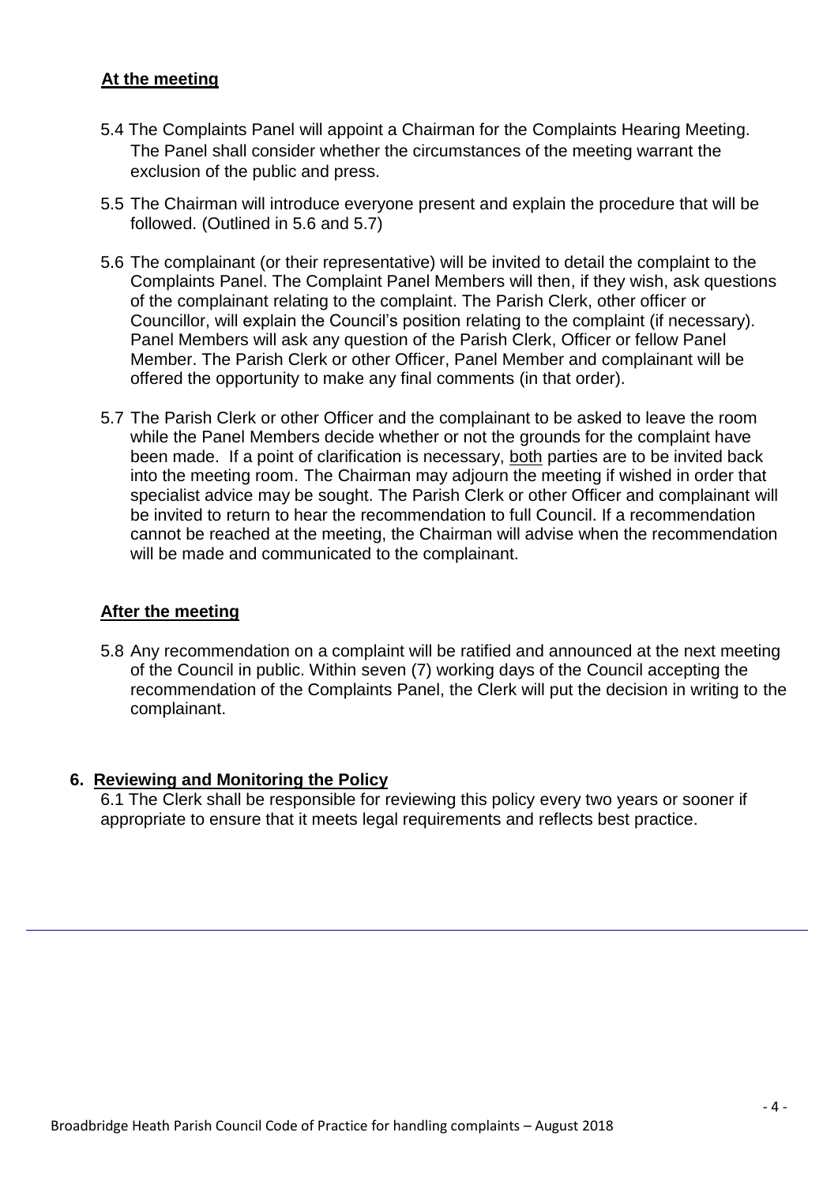### At the meeting

5.4 The Complaints Panel will appoint a Chairman for the Complaints Hearing Meeting. The Panel shall consider whether the circumstances of the meeting warrant the exclusion of the public and press.

5.5 The Chairman will introduce everyone present and explain the procedure that will be followed. (Outlined in 5.6 and 5.7)

5.6 The complainant (or their representative) will be invited to detail the complaint to the Complaints Panel. The Complaint Panel Members will then, if they wish, ask questions of the complainant relating to the complaint. The Parish Clerk, other officer or Councillor, will explain the Council's position relating to the complaint (if necessary). Panel Members will ask any question of the Parish Clerk, Officer or fellow Panel Member. The Parish Clerk or other Officer, Panel Member and complainant will be offered the opportunity to make any final comments (in that order).

5.7 The Parish Clerk or other Officer and the complainant to be asked to leave the room while the Panel Members decide whether or not the grounds for the complaint have been made. If a point of clarification is necessary, both parties are to be invited back into the meeting room. The Chairman may adjourn the meeting if wished in order that specialist advice may be sought. The Parish Clerk or other Officer and complainant will be invited to return to hear the recommendation to full Council. If a recommendation cannot be reached at the meeting, the Chairman will advise when the recommendation will be made and communicated to the complainant.

### After the meeting

5.8 Any recommendation on a complaint will be ratified and announced at the next meeting of the Council in public. Within seven (7) working days of the Council accepting the recommendation of the Complaints Panel, the Clerk will put the decision in writing to the complainant.

## 6. Reviewing and Monitoring the Policy

6.1 The Clerk shall be responsible for reviewing this policy every two years or sooner if appropriate to ensure that it meets legal requirements and reflects best practice.